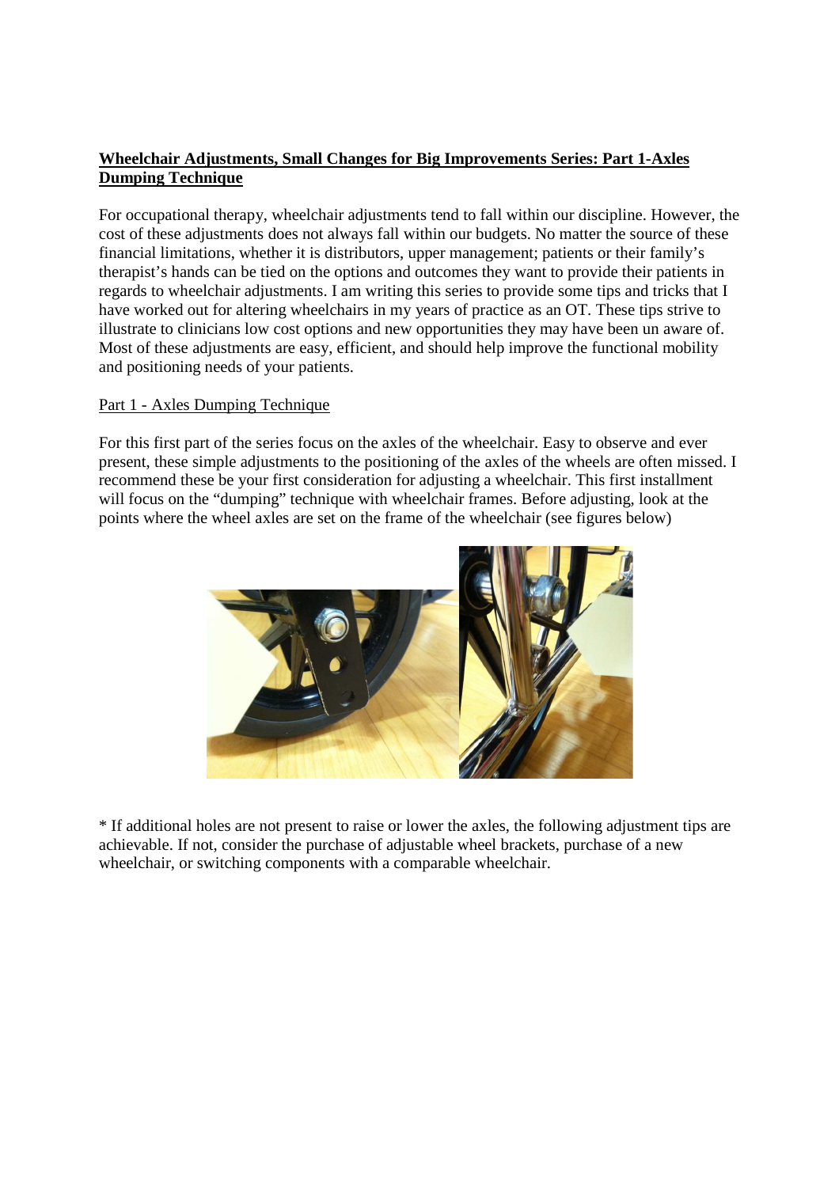**Wheelchair Adjustments, Small Changes for Big Improvements Series: Part 1-Axles Dumping Technique**

For occupational therapy, wheelchair adjustments tend to fall within our discipline. However, the cost of these adjustments does not always fall within our budgets. No matter the source of these financial limitations, whether it is distributors, upper management; patients or their family's therapist's hands can be tied on the options and outcomes they want to provide their patients in regards to wheelchair adjustments. I am writing this series to provide some tips and tricks that I have worked out for altering wheelchairs in my years of practice as an OT. These tips strive to illustrate to clinicians low cost options and new opportunities they may have been un aware of. Most of these adjustments are easy, efficient, and should help improve the functional mobility and positioning needs of your patients.

Part 1 - Axles Dumping Technique

For this first part of the series focus on the axles of the wheelchair. Easy to observe and ever present, these simple adjustments to the positioning of the axles of the wheels are often missed. I recommend these be your first consideration for adjusting a wheelchair. This first installment will focus on the "dumping" technique with wheelchair frames. Before adjusting, look at the points where the wheel axles are set on the frame of the wheelchair (see figures below)

* If additional holes are not present to raise or lower the axles, the following adjustment tips are achievable. If not, consider the purchase of adjustable wheel brackets, purchase of a new wheelchair, or switching components with a comparable wheelchair.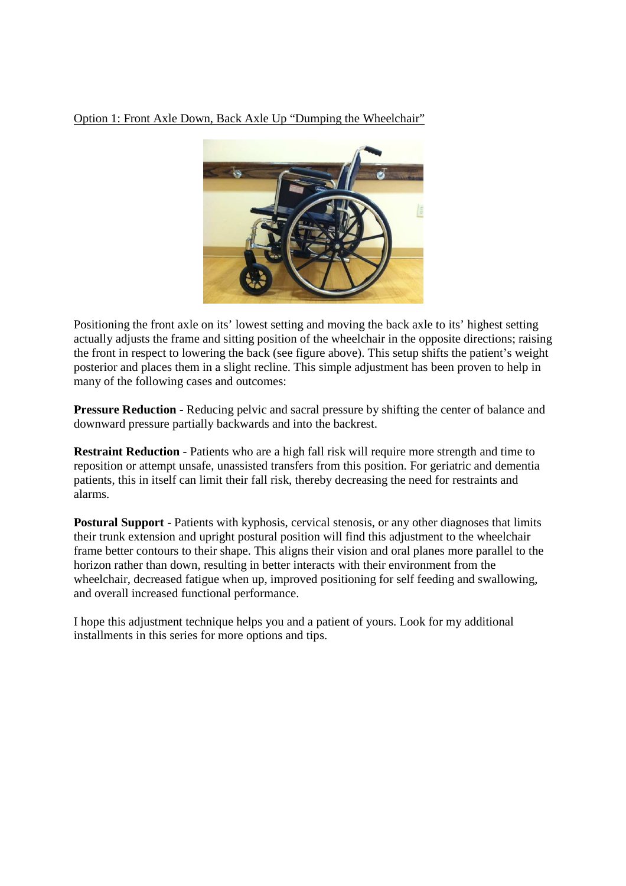Option 1: Front Axle Down, Back Axle Up "Dumping the Wheelchair"

Positioning the front axle on its' lowest setting and moving the back axle to its' highest setting actually adjusts the frame and sitting position of the wheelchair in the opposite directions; raising the front in respect to lowering the back (see figure above). This setup shifts the patient's weight posterior and places them in a slight recline. This simple adjustment has been proven to help in many of the following cases and outcomes:

**Pressure Reduction -** Reducing pelvic and sacral pressure by shifting the center of balance and downward pressure partially backwards and into the backrest.

**Restraint Reduction** - Patients who are a high fall risk will require more strength and time to reposition or attempt unsafe, unassisted transfers from this position. For geriatric and dementia patients, this in itself can limit their fall risk, thereby decreasing the need for restraints and alarms.

**Postural Support** - Patients with kyphosis, cervical stenosis, or any other diagnoses that limits their trunk extension and upright postural position will find this adjustment to the wheelchair frame better contours to their shape. This aligns their vision and oral planes more parallel to the horizon rather than down, resulting in better interacts with their environment from the wheelchair, decreased fatigue when up, improved positioning for self feeding and swallowing, and overall increased functional performance.

I hope this adjustment technique helps you and a patient of yours. Look for my additional installments in this series for more options and tips.